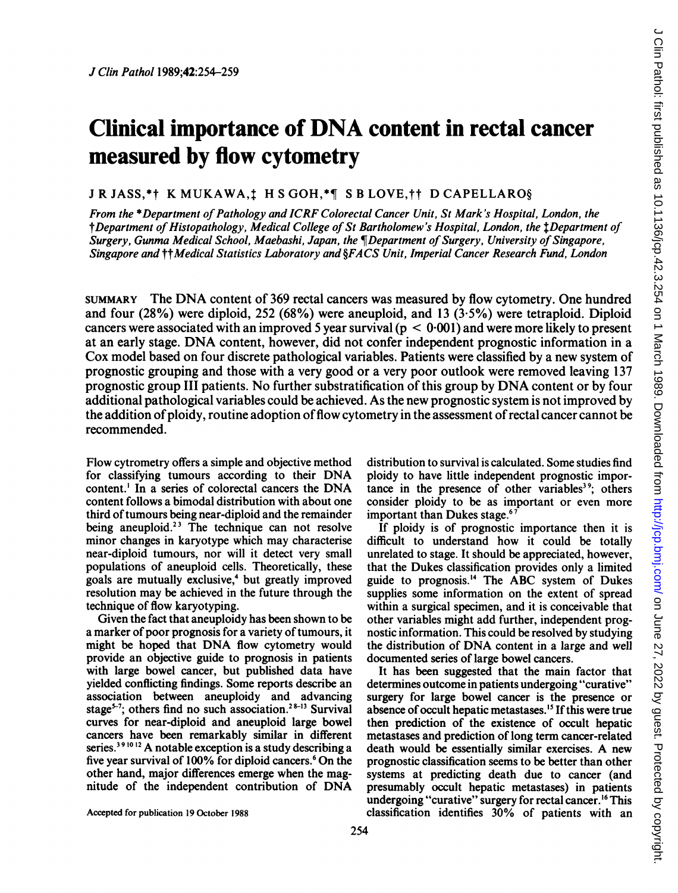# Clinical importance of DNA content in rectal cancer measured by flow cytometry

J R JASS,*† K MUKAWA,‡ H S GOH,*¶ S B LOVE,†† D CAPELLARO§

*From the \*Department of Pathology and ICRF Colorectal Cancer Unit, St Mark's Hospital, London, the †Department of Histopathology, Medical College of St Bartholomew's Hospital, London, the ‡Department of Surgery, Gunma Medical School, Maebashi, Japan, the ¶Department of Surgery, University of Singapore, Singapore and ††Medical Statistics Laboratory and §FACS Unit, Imperial Cancer Research Fund, London*

SUMMARY The DNA content of 369 rectal cancers was measured by flow cytometry. One hundred and four (28%) were diploid, 252 (68%) were aneuploid, and 13 (3·5%) were tetraploid. Diploid cancers were associated with an improved 5 year survival ($p < 0.001$) and were more likely to present at an early stage. DNA content, however, did not confer independent prognostic information in a Cox model based on four discrete pathological variables. Patients were classified by a new system of prognostic grouping and those with a very good or a very poor outlook were removed leaving 137 prognostic group III patients. No further substratification of this group by DNA content or by four additional pathological variables could be achieved. As the new prognostic system is not improved by the addition of ploidy, routine adoption of flow cytometry in the assessment of rectal cancer cannot be recommended.

Flow cytometry offers a simple and objective method for classifying tumours according to their DNA content.[1] In a series of colorectal cancers the DNA content follows a bimodal distribution with about one third of tumours being near-diploid and the remainder being aneuploid.[2,3] The technique can not resolve minor changes in karyotype which may characterise near-diploid tumours, nor will it detect very small populations of aneuploid cells. Theoretically, these goals are mutually exclusive,[4] but greatly improved resolution may be achieved in the future through the technique of flow karyotyping.

Given the fact that aneuploidy has been shown to be a marker of poor prognosis for a variety of tumours, it might be hoped that DNA flow cytometry would provide an objective guide to prognosis in patients with large bowel cancer, but published data have yielded conflicting findings. Some reports describe an association between aneuploidy and advancing stage[5-7]; others find no such association.[2,8-13] Survival curves for near-diploid and aneuploid large bowel cancers have been remarkably similar in different series.[3,9,10,12] A notable exception is a study describing a five year survival of 100% for diploid cancers.[6] On the other hand, major differences emerge when the magnitude of the independent contribution of DNA distribution to survival is calculated. Some studies find ploidy to have little independent prognostic importance in the presence of other variables[3,9]; others consider ploidy to be as important or even more important than Dukes stage.[6,7]

If ploidy is of prognostic importance then it is difficult to understand how it could be totally unrelated to stage. It should be appreciated, however, that the Dukes classification provides only a limited guide to prognosis.[14] The ABC system of Dukes supplies some information on the extent of spread within a surgical specimen, and it is conceivable that other variables might add further, independent prognostic information. This could be resolved by studying the distribution of DNA content in a large and well documented series of large bowel cancers.

It has been suggested that the main factor that determines outcome in patients undergoing "curative" surgery for large bowel cancer is the presence or absence of occult hepatic metastases.[15] If this were true then prediction of the existence of occult hepatic metastases and prediction of long term cancer-related death would be essentially similar exercises. A new prognostic classification seems to be better than other systems at predicting death due to cancer (and presumably occult hepatic metastases) in patients undergoing "curative" surgery for rectal cancer.[16] This classification identifies 30% of patients with an

Accepted for publication 19 October 1988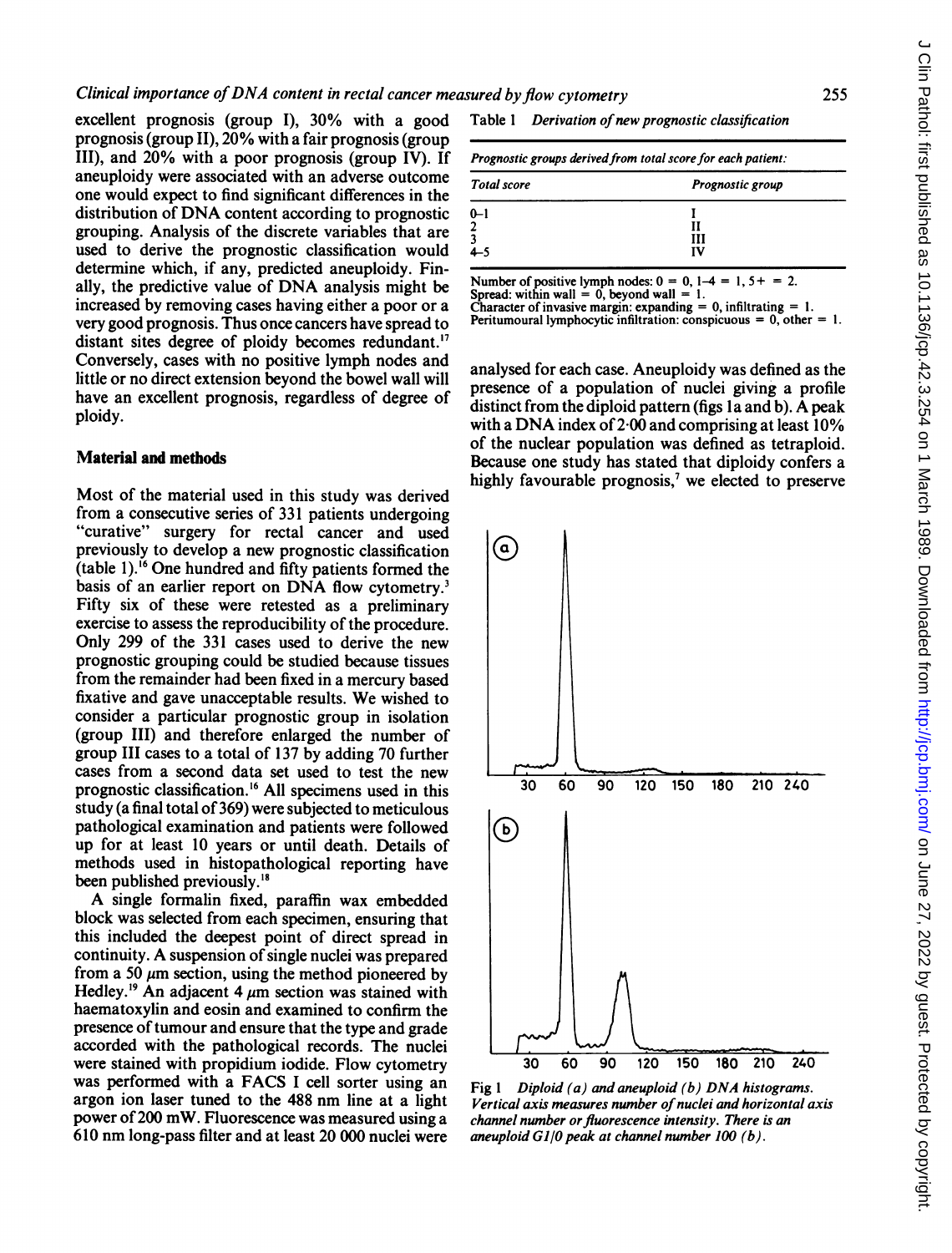excellent prognosis (group I), 30% with a good prognosis (group II), 20% with a fair prognosis (group III), and 20% with a poor prognosis (group IV). If aneuploidy were associated with an adverse outcome one would expect to find significant differences in the distribution of DNA content according to prognostic grouping. Analysis of the discrete variables that are used to derive the prognostic classification would determine which, if any, predicted aneuploidy. Finally, the predictive value of DNA analysis might be increased by removing cases having either a poor or a very good prognosis. Thus once cancers have spread to distant sites degree of ploidy becomes redundant.[17] Conversely, cases with no positive lymph nodes and little or no direct extension beyond the bowel wall will have an excellent prognosis, regardless of degree of ploidy.

## Material and methods

Most of the material used in this study was derived from a consecutive series of 331 patients undergoing "curative" surgery for rectal cancer and used previously to develop a new prognostic classification (table 1).[16] One hundred and fifty patients formed the basis of an earlier report on DNA flow cytometry.[3] Fifty six of these were retested as a preliminary exercise to assess the reproducibility of the procedure. Only 299 of the 331 cases used to derive the new prognostic grouping could be studied because tissues from the remainder had been fixed in a mercury based fixative and gave unacceptable results. We wished to consider a particular prognostic group in isolation (group III) and therefore enlarged the number of group III cases to a total of 137 by adding 70 further cases from a second data set used to test the new prognostic classification.[16] All specimens used in this study (a final total of 369) were subjected to meticulous pathological examination and patients were followed up for at least 10 years or until death. Details of methods used in histopathological reporting have been published previously.[18]

A single formalin fixed, paraffin wax embedded block was selected from each specimen, ensuring that this included the deepest point of direct spread in continuity. A suspension of single nuclei was prepared from a 50 μm section, using the method pioneered by Hedley.[19] An adjacent 4 μm section was stained with haematoxylin and eosin and examined to confirm the presence of tumour and ensure that the type and grade accorded with the pathological records. The nuclei were stained with propidium iodide. Flow cytometry was performed with a FACS I cell sorter using an argon ion laser tuned to the 488 nm line at a light power of 200 mW. Fluorescence was measured using a 610 nm long-pass filter and at least 20 000 nuclei were analysed for each case. Aneuploidy was defined as the presence of a population of nuclei giving a profile distinct from the diploid pattern (figs 1a and b). A peak with a DNA index of 2·00 and comprising at least 10% of the nuclear population was defined as tetraploid. Because one study has stated that diploidy confers a highly favourable prognosis,[7] we elected to preserve

Table 1 *Derivation of new prognostic classification*

| *Prognostic groups derived from total score for each patient:* | |
|---|---|
| *Total score* | *Prognostic group* |
| 0–1 | I |
| 2 | II |
| 3 | III |
| 4–5 | IV |

Number of positive lymph nodes: 0 = 0, 1–4 = 1, 5+ = 2.
Spread: within wall = 0, beyond wall = 1.
Character of invasive margin: expanding = 0, infiltrating = 1.
Peritumoural lymphocytic infiltration: conspicuous = 0, other = 1.

Fig 1 *Diploid (a) and aneuploid (b) DNA histograms. Vertical axis measures number of nuclei and horizontal axis channel number or fluorescence intensity. There is an aneuploid G1/0 peak at channel number 100 (b).*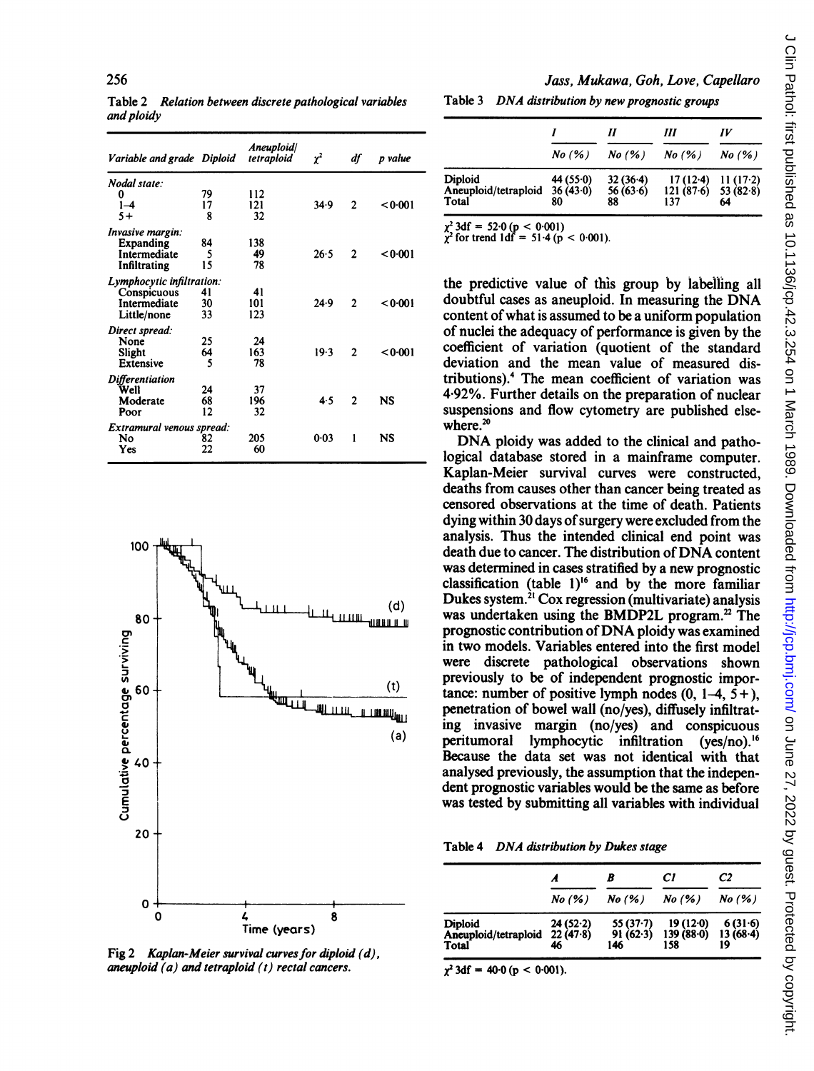Table 2 *Relation between discrete pathological variables and ploidy*

| Variable and grade | Diploid | Aneuploid/ tetraploid | $\chi^2$ | df | p value |
|---|---|---|---|---|---|
| *Nodal state:* | | | | | |
| 0 | 79 | 112 | | | |
| 1–4 | 17 | 121 | 34·9 | 2 | <0·001 |
| 5+ | 8 | 32 | | | |
| *Invasive margin:* | | | | | |
| Expanding | 84 | 138 | | | |
| Intermediate | 5 | 49 | 26·5 | 2 | <0·001 |
| Infiltrating | 15 | 78 | | | |
| *Lymphocytic infiltration:* | | | | | |
| Conspicuous | 41 | 41 | | | |
| Intermediate | 30 | 101 | 24·9 | 2 | <0·001 |
| Little/none | 33 | 123 | | | |
| *Direct spread:* | | | | | |
| None | 25 | 24 | | | |
| Slight | 64 | 163 | 19·3 | 2 | <0·001 |
| Extensive | 5 | 78 | | | |
| *Differentiation* | | | | | |
| Well | 24 | 37 | | | |
| Moderate | 68 | 196 | 4·5 | 2 | NS |
| Poor | 12 | 32 | | | |
| *Extramural venous spread:* | | | | | |
| No | 82 | 205 | 0·03 | 1 | NS |
| Yes | 22 | 60 | | | |

Fig 2 *Kaplan-Meier survival curves for diploid (d), aneuploid (a) and tetraploid (t) rectal cancers.*

Table 3 *DNA distribution by new prognostic groups*

| | I | II | III | IV |
|---|---|---|---|---|
| | No (%) | No (%) | No (%) | No (%) |
| Diploid | 44 (55·0) | 32 (36·4) | 17 (12·4) | 11 (17·2) |
| Aneuploid/tetraploid | 36 (43·0) | 56 (63·6) | 121 (87·6) | 53 (82·8) |
| Total | 80 | 88 | 137 | 64 |

$\chi^2$ 3df = 52·0 ($p < 0·001$)
$\chi^2$ for trend 1df = 51·4 ($p < 0·001$).

the predictive value of this group by labelling all doubtful cases as aneuploid. In measuring the DNA content of what is assumed to be a uniform population of nuclei the adequacy of performance is given by the coefficient of variation (quotient of the standard deviation and the mean value of measured distributions).[4] The mean coefficient of variation was 4·92%. Further details on the preparation of nuclear suspensions and flow cytometry are published elsewhere.[20]

DNA ploidy was added to the clinical and pathological database stored in a mainframe computer. Kaplan-Meier survival curves were constructed, deaths from causes other than cancer being treated as censored observations at the time of death. Patients dying within 30 days of surgery were excluded from the analysis. Thus the intended clinical end point was death due to cancer. The distribution of DNA content was determined in cases stratified by a new prognostic classification (table 1)[16] and by the more familiar Dukes system.[21] Cox regression (multivariate) analysis was undertaken using the BMDP2L program.[22] The prognostic contribution of DNA ploidy was examined in two models. Variables entered into the first model were discrete pathological observations shown previously to be of independent prognostic importance: number of positive lymph nodes (0, 1–4, 5+), penetration of bowel wall (no/yes), diffusely infiltrating invasive margin (no/yes) and conspicuous peritumoral lymphocytic infiltration (yes/no).[16] Because the data set was not identical with that analysed previously, the assumption that the independent prognostic variables would be the same as before was tested by submitting all variables with individual

Table 4 *DNA distribution by Dukes stage*

| | A | B | C1 | C2 |
|---|---|---|---|---|
| | No (%) | No (%) | No (%) | No (%) |
| Diploid | 24 (52·2) | 55 (37·7) | 19 (12·0) | 6 (31·6) |
| Aneuploid/tetraploid | 22 (47·8) | 91 (62·3) | 139 (88·0) | 13 (68·4) |
| Total | 46 | 146 | 158 | 19 |

$\chi^2$ 3df = 40·0 ($p < 0·001$).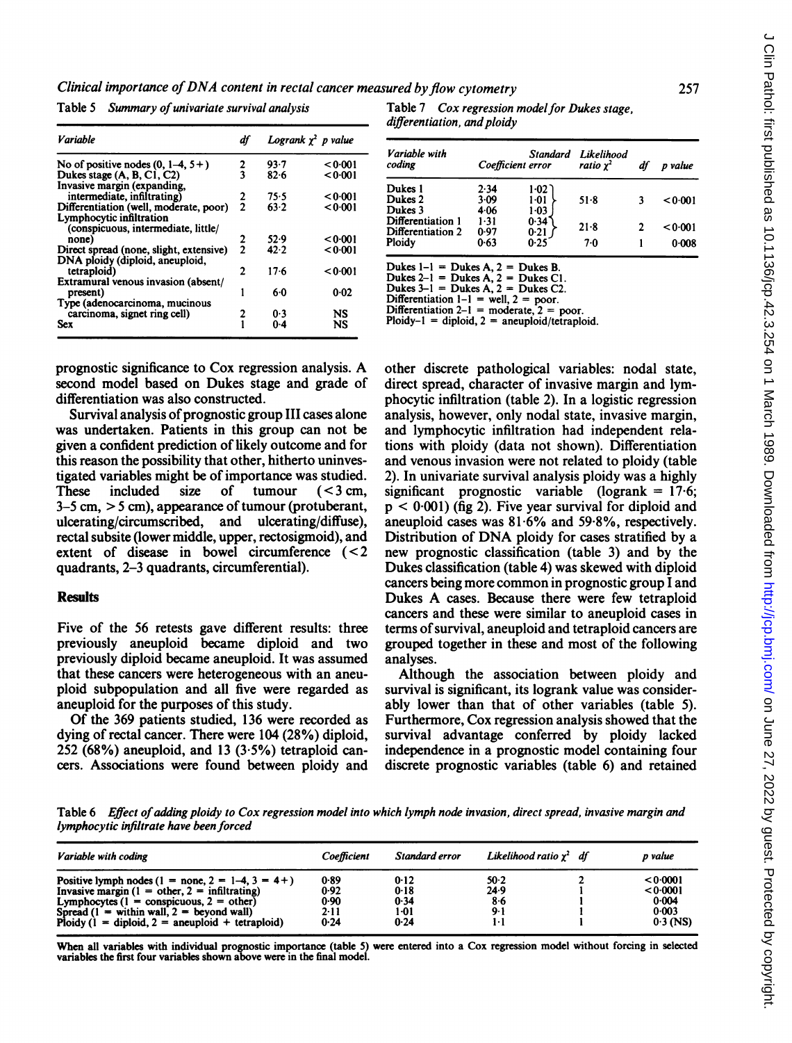Table 5 *Summary of univariate survival analysis*

| Variable | df | Logrank $\chi^2$ | p value |
|---|---|---|---|
| No of positive nodes (0, 1–4, 5+) | 2 | 93·7 | <0·001 |
| Dukes stage (A, B, C1, C2) | 3 | 82·6 | <0·001 |
| Invasive margin (expanding, intermediate, infiltrating) | 2 | 75·5 | <0·001 |
| Differentiation (well, moderate, poor) | 2 | 63·2 | <0·001 |
| Lymphocytic infiltration (conspicuous, intermediate, little/none) | 2 | 52·9 | <0·001 |
| Direct spread (none, slight, extensive) | 2 | 42·2 | <0·001 |
| DNA ploidy (diploid, aneuploid, tetraploid) | 2 | 17·6 | <0·001 |
| Extramural venous invasion (absent/present) | 1 | 6·0 | 0·02 |
| Type (adenocarcinoma, mucinous carcinoma, signet ring cell) | 2 | 0·3 | NS |
| Sex | 1 | 0·4 | NS |

Table 7 *Cox regression model for Dukes stage, differentiation, and ploidy*

| Variable with coding | Coefficient | Standard error | Likelihood ratio $\chi^2$ | df | p value |
|---|---|---|---|---|---|
| Dukes 1 | 2·34 | 1·02 | | | |
| Dukes 2 | 3·09 | 1·01 | 51·8 | 3 | <0·001 |
| Dukes 3 | 4·06 | 1·03 | | | |
| Differentiation 1 | 1·31 | 0·34 | 21·8 | 2 | <0·001 |
| Differentiation 2 | 0·97 | 0·21 | | | |
| Ploidy | 0·63 | 0·25 | 7·0 | 1 | 0·008 |

Dukes 1–1 = Dukes A, 2 = Dukes B.
Dukes 2–1 = Dukes A, 2 = Dukes C1.
Dukes 3–1 = Dukes A, 2 = Dukes C2.
Differentiation 1–1 = well, 2 = poor.
Differentiation 2–1 = moderate, 2 = poor.
Ploidy–1 = diploid, 2 = aneuploid/tetraploid.

prognostic significance to Cox regression analysis. A second model based on Dukes stage and grade of differentiation was also constructed.

Survival analysis of prognostic group III cases alone was undertaken. Patients in this group can not be given a confident prediction of likely outcome and for this reason the possibility that other, hitherto uninvestigated variables might be of importance was studied. These included size of tumour (<3 cm, 3–5 cm, >5 cm), appearance of tumour (protuberant, ulcerating/circumscribed, and ulcerating/diffuse), rectal subsite (lower middle, upper, rectosigmoid), and extent of disease in bowel circumference (<2 quadrants, 2–3 quadrants, circumferential).

## Results

Five of the 56 retests gave different results: three previously aneuploid became diploid and two previously diploid became aneuploid. It was assumed that these cancers were heterogeneous with an aneuploid subpopulation and all five were regarded as aneuploid for the purposes of this study.

Of the 369 patients studied, 136 were recorded as dying of rectal cancer. There were 104 (28%) diploid, 252 (68%) aneuploid, and 13 (3·5%) tetraploid cancers. Associations were found between ploidy and other discrete pathological variables: nodal state, direct spread, character of invasive margin and lymphocytic infiltration (table 2). In a logistic regression analysis, however, only nodal state, invasive margin, and lymphocytic infiltration had independent relations with ploidy (data not shown). Differentiation and venous invasion were not related to ploidy (table 2). In univariate survival analysis ploidy was a highly significant prognostic variable (logrank = 17·6; $p < 0·001$) (fig 2). Five year survival for diploid and aneuploid cases was 81·6% and 59·8%, respectively. Distribution of DNA ploidy for cases stratified by a new prognostic classification (table 3) and by the Dukes classification (table 4) was skewed with diploid cancers being more common in prognostic group I and Dukes A cases. Because there were few tetraploid cancers and these were similar to aneuploid cases in terms of survival, aneuploid and tetraploid cancers are grouped together in these and most of the following analyses.

Although the association between ploidy and survival is significant, its logrank value was considerably lower than that of other variables (table 5). Furthermore, Cox regression analysis showed that the survival advantage conferred by ploidy lacked independence in a prognostic model containing four discrete prognostic variables (table 6) and retained

Table 6 *Effect of adding ploidy to Cox regression model into which lymph node invasion, direct spread, invasive margin and lymphocytic infiltrate have been forced*

| Variable with coding | Coefficient | Standard error | Likelihood ratio $\chi^2$ | df | p value |
|---|---|---|---|---|---|
| Positive lymph nodes (1 = none, 2 = 1–4, 3 = 4+) | 0·89 | 0·12 | 50·2 | 2 | <0·0001 |
| Invasive margin (1 = other, 2 = infiltrating) | 0·92 | 0·18 | 24·9 | 1 | <0·0001 |
| Lymphocytes (1 = conspicuous, 2 = other) | 0·90 | 0·34 | 8·6 | 1 | 0·004 |
| Spread (1 = within wall, 2 = beyond wall) | 2·11 | 1·01 | 9·1 | 1 | 0·003 |
| Ploidy (1 = diploid, 2 = aneuploid + tetraploid) | 0·24 | 0·24 | 1·1 | 1 | 0·3 (NS) |

When all variables with individual prognostic importance (table 5) were entered into a Cox regression model without forcing in selected variables the first four variables shown above were in the final model.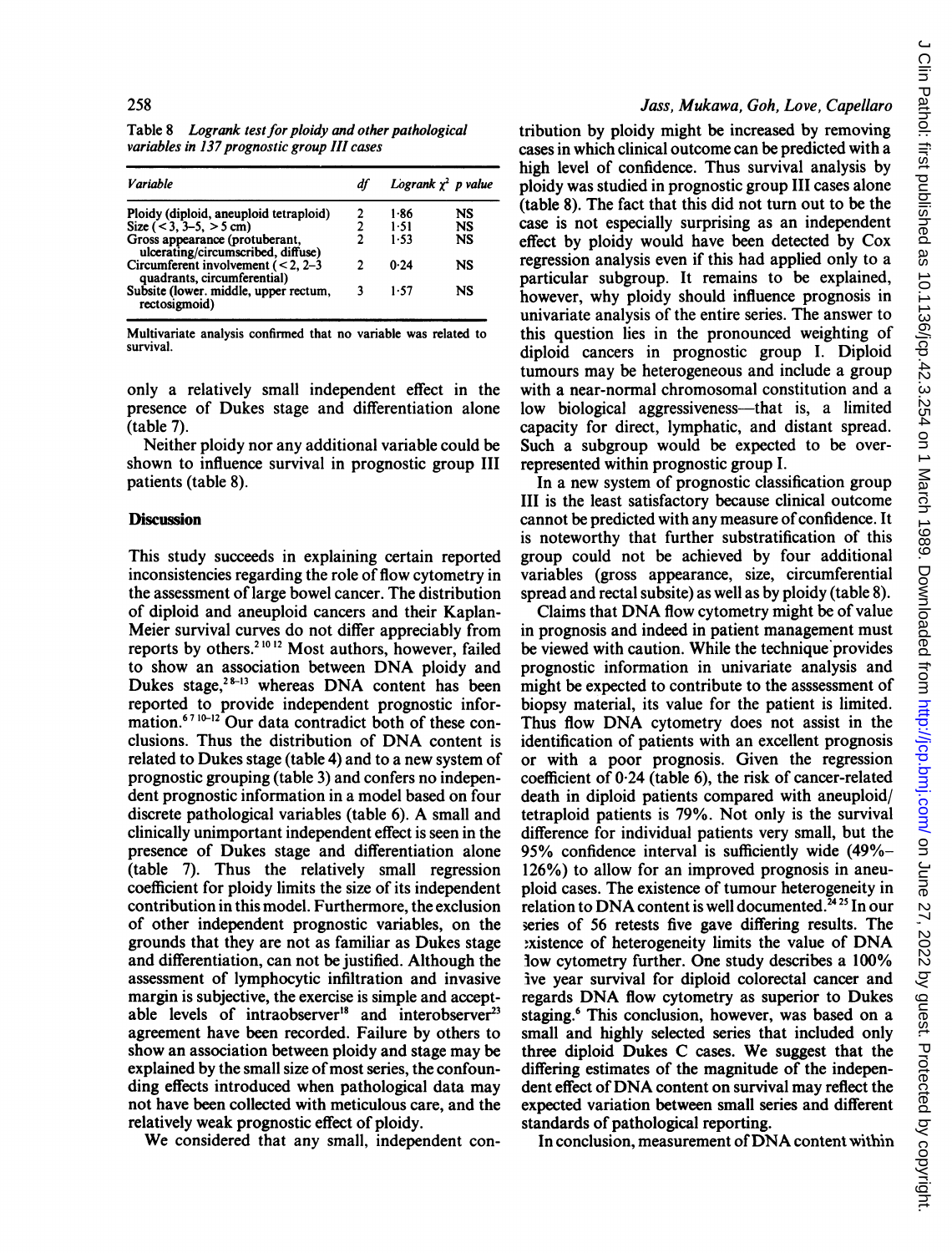Table 8 *Logrank test for ploidy and other pathological variables in 137 prognostic group III cases*

| Variable | df | Logrank $\chi^2$ | p value |
|---|---|---|---|
| Ploidy (diploid, aneuploid tetraploid) | 2 | 1·86 | NS |
| Size (< 3, 3–5, > 5 cm) | 2 | 1·51 | NS |
| Gross appearance (protuberant, ulcerating/circumscribed, diffuse) | 2 | 1·53 | NS |
| Circumferent involvement (< 2, 2–3 quadrants, circumferential) | 2 | 0·24 | NS |
| Subsite (lower. middle, upper rectum, rectosigmoid) | 3 | 1·57 | NS |

Multivariate analysis confirmed that no variable was related to survival.

only a relatively small independent effect in the presence of Dukes stage and differentiation alone (table 7).

Neither ploidy nor any additional variable could be shown to influence survival in prognostic group III patients (table 8).

## Discussion

This study succeeds in explaining certain reported inconsistencies regarding the role of flow cytometry in the assessment of large bowel cancer. The distribution of diploid and aneuploid cancers and their Kaplan-Meier survival curves do not differ appreciably from reports by others.[2 10 12] Most authors, however, failed to show an association between DNA ploidy and Dukes stage,[2 8–13] whereas DNA content has been reported to provide independent prognostic information.[6 7 10–12] Our data contradict both of these conclusions. Thus the distribution of DNA content is related to Dukes stage (table 4) and to a new system of prognostic grouping (table 3) and confers no independent prognostic information in a model based on four discrete pathological variables (table 6). A small and clinically unimportant independent effect is seen in the presence of Dukes stage and differentiation alone (table 7). Thus the relatively small regression coefficient for ploidy limits the size of its independent contribution in this model. Furthermore, the exclusion of other independent prognostic variables, on the grounds that they are not as familiar as Dukes stage and differentiation, can not be justified. Although the assessment of lymphocytic infiltration and invasive margin is subjective, the exercise is simple and acceptable levels of intraobserver[18] and interobserver[23] agreement have been recorded. Failure by others to show an association between ploidy and stage may be explained by the small size of most series, the confounding effects introduced when pathological data may not have been collected with meticulous care, and the relatively weak prognostic effect of ploidy.

We considered that any small, independent contribution by ploidy might be increased by removing cases in which clinical outcome can be predicted with a high level of confidence. Thus survival analysis by ploidy was studied in prognostic group III cases alone (table 8). The fact that this did not turn out to be the case is not especially surprising as an independent effect by ploidy would have been detected by Cox regression analysis even if this had applied only to a particular subgroup. It remains to be explained, however, why ploidy should influence prognosis in univariate analysis of the entire series. The answer to this question lies in the pronounced weighting of diploid cancers in prognostic group I. Diploid tumours may be heterogeneous and include a group with a near-normal chromosomal constitution and a low biological aggressiveness—that is, a limited capacity for direct, lymphatic, and distant spread. Such a subgroup would be expected to be over-represented within prognostic group I.

In a new system of prognostic classification group III is the least satisfactory because clinical outcome cannot be predicted with any measure of confidence. It is noteworthy that further substratification of this group could not be achieved by four additional variables (gross appearance, size, circumferential spread and rectal subsite) as well as by ploidy (table 8).

Claims that DNA flow cytometry might be of value in prognosis and indeed in patient management must be viewed with caution. While the technique provides prognostic information in univariate analysis and might be expected to contribute to the asssessment of biopsy material, its value for the patient is limited. Thus flow DNA cytometry does not assist in the identification of patients with an excellent prognosis or with a poor prognosis. Given the regression coefficient of 0·24 (table 6), the risk of cancer-related death in diploid patients compared with aneuploid/tetraploid patients is 79%. Not only is the survival difference for individual patients very small, but the 95% confidence interval is sufficiently wide (49%–126%) to allow for an improved prognosis in aneuploid cases. The existence of tumour heterogeneity in relation to DNA content is well documented.[24 25] In our series of 56 retests five gave differing results. The existence of heterogeneity limits the value of DNA flow cytometry further. One study describes a 100% five year survival for diploid colorectal cancer and regards DNA flow cytometry as superior to Dukes staging.[6] This conclusion, however, was based on a small and highly selected series that included only three diploid Dukes C cases. We suggest that the differing estimates of the magnitude of the independent effect of DNA content on survival may reflect the expected variation between small series and different standards of pathological reporting.

In conclusion, measurement of DNA content within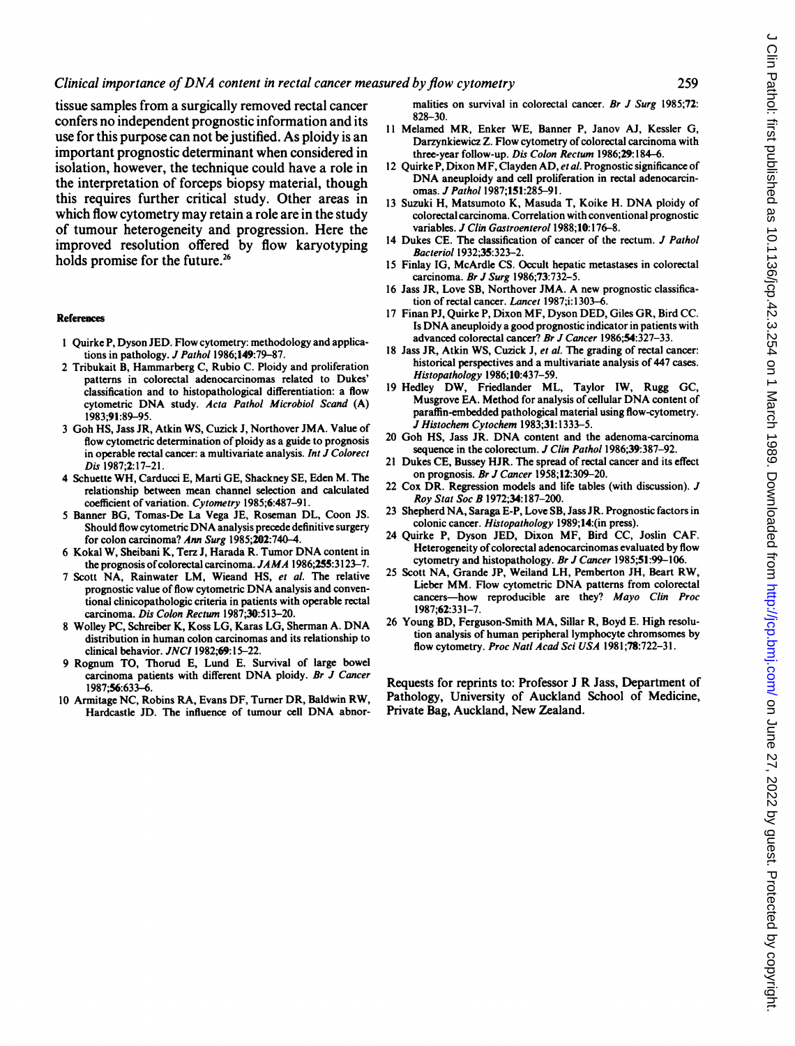tissue samples from a surgically removed rectal cancer confers no independent prognostic information and its use for this purpose can not be justified. As ploidy is an important prognostic determinant when considered in isolation, however, the technique could have a role in the interpretation of forceps biopsy material, though this requires further critical study. Other areas in which flow cytometry may retain a role are in the study of tumour heterogeneity and progression. Here the improved resolution offered by flow karyotyping holds promise for the future.[26]

#### References

1 Quirke P, Dyson JED. Flow cytometry: methodology and applications in pathology. *J Pathol* 1986;**149**:79–87.

2 Tribukait B, Hammarberg C, Rubio C. Ploidy and proliferation patterns in colorectal adenocarcinomas related to Dukes' classification and to histopathological differentiation: a flow cytometric DNA study. *Acta Pathol Microbiol Scand* (A) 1983;**91**:89–95.

3 Goh HS, Jass JR, Atkin WS, Cuzick J, Northover JMA. Value of flow cytometric determination of ploidy as a guide to prognosis in operable rectal cancer: a multivariate analysis. *Int J Colorect Dis* 1987;**2**:17–21.

4 Schuette WH, Carducci E, Marti GE, Shackney SE, Eden M. The relationship between mean channel selection and calculated coefficient of variation. *Cytometry* 1985;**6**:487–91.

5 Banner BG, Tomas-De La Vega JE, Roseman DL, Coon JS. Should flow cytometric DNA analysis precede definitive surgery for colon carcinoma? *Ann Surg* 1985;**202**:740–4.

6 Kokal W, Sheibani K, Terz J, Harada R. Tumor DNA content in the prognosis of colorectal carcinoma. *JAMA* 1986;**255**:3123–7.

7 Scott NA, Rainwater LM, Wieand HS, *et al*. The relative prognostic value of flow cytometric DNA analysis and conventional clinicopathologic criteria in patients with operable rectal carcinoma. *Dis Colon Rectum* 1987;**30**:513–20.

8 Wolley PC, Schreiber K, Koss LG, Karas LG, Sherman A. DNA distribution in human colon carcinomas and its relationship to clinical behavior. *JNCI* 1982;**69**:15–22.

9 Rognum TO, Thorud E, Lund E. Survival of large bowel carcinoma patients with different DNA ploidy. *Br J Cancer* 1987;**56**:633–6.

10 Armitage NC, Robins RA, Evans DF, Turner DR, Baldwin RW, Hardcastle JD. The influence of tumour cell DNA abnormalities on survival in colorectal cancer. *Br J Surg* 1985;**72**: 828–30.

11 Melamed MR, Enker WE, Banner P, Janov AJ, Kessler G, Darzynkiewicz Z. Flow cytometry of colorectal carcinoma with three-year follow-up. *Dis Colon Rectum* 1986;**29**:184–6.

12 Quirke P, Dixon MF, Clayden AD, *et al*. Prognostic significance of DNA aneuploidy and cell proliferation in rectal adenocarcinomas. *J Pathol* 1987;**151**:285–91.

13 Suzuki H, Matsumoto K, Masuda T, Koike H. DNA ploidy of colorectal carcinoma. Correlation with conventional prognostic variables. *J Clin Gastroenterol* 1988;**10**:176–8.

14 Dukes CE. The classification of cancer of the rectum. *J Pathol Bacteriol* 1932;**35**:323–2.

15 Finlay IG, McArdle CS. Occult hepatic metastases in colorectal carcinoma. *Br J Surg* 1986;**73**:732–5.

16 Jass JR, Love SB, Northover JMA. A new prognostic classification of rectal cancer. *Lancet* 1987;i:1303–6.

17 Finan PJ, Quirke P, Dixon MF, Dyson DED, Giles GR, Bird CC. Is DNA aneuploidy a good prognostic indicator in patients with advanced colorectal cancer? *Br J Cancer* 1986;**54**:327–33.

18 Jass JR, Atkin WS, Cuzick J, *et al*. The grading of rectal cancer: historical perspectives and a multivariate analysis of 447 cases. *Histopathology* 1986;**10**:437–59.

19 Hedley DW, Friedlander ML, Taylor IW, Rugg GC, Musgrove EA. Method for analysis of cellular DNA content of paraffin-embedded pathological material using flow-cytometry. *J Histochem Cytochem* 1983;**31**:1333–5.

20 Goh HS, Jass JR. DNA content and the adenoma-carcinoma sequence in the colorectum. *J Clin Pathol* 1986;**39**:387–92.

21 Dukes CE, Bussey HJR. The spread of rectal cancer and its effect on prognosis. *Br J Cancer* 1958;**12**:309–20.

22 Cox DR. Regression models and life tables (with discussion). *J Roy Stat Soc B* 1972;**34**:187–200.

23 Shepherd NA, Saraga E-P, Love SB, Jass JR. Prognostic factors in colonic cancer. *Histopathology* 1989;**14**:(in press).

24 Quirke P, Dyson JED, Dixon MF, Bird CC, Joslin CAF. Heterogeneity of colorectal adenocarcinomas evaluated by flow cytometry and histopathology. *Br J Cancer* 1985;**51**:99–106.

25 Scott NA, Grande JP, Weiland LH, Pemberton JH, Beart RW, Lieber MM. Flow cytometric DNA patterns from colorectal cancers—how reproducible are they? *Mayo Clin Proc* 1987;**62**:331–7.

26 Young BD, Ferguson-Smith MA, Sillar R, Boyd E. High resolution analysis of human peripheral lymphocyte chromsomes by flow cytometry. *Proc Natl Acad Sci USA* 1981;**78**:722–31.

Requests for reprints to: Professor J R Jass, Department of Pathology, University of Auckland School of Medicine, Private Bag, Auckland, New Zealand.